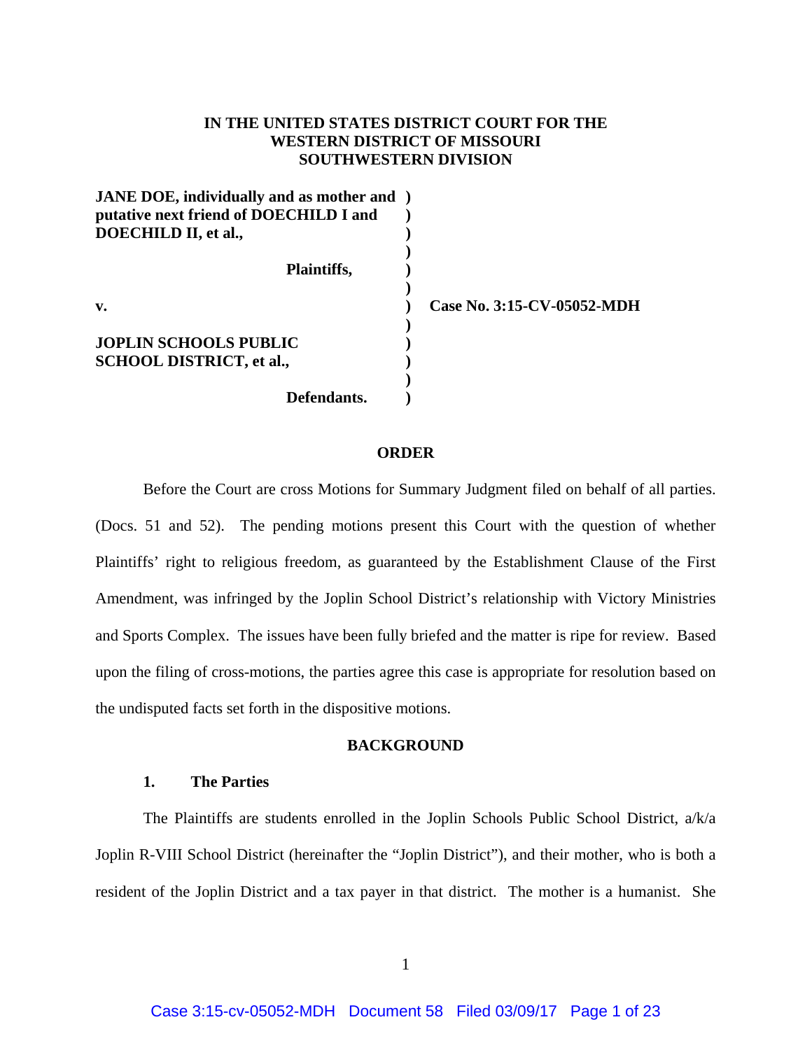**IN THE UNITED STATES DISTRICT COURT FOR THE WESTERN DISTRICT OF MISSOURI SOUTHWESTERN DIVISION**

**JANE DOE, individually and as mother and putative next friend of DOECHILD I and DOECHILD II, et al.,**

**Plaintiffs,**

**v.**

**JOPLIN SCHOOLS PUBLIC SCHOOL DISTRICT, et al.,**

**Defendants.**

**Case No. 3:15-CV-05052-MDH**

## ORDER

Before the Court are cross Motions for Summary Judgment filed on behalf of all parties. (Docs. 51 and 52). The pending motions present this Court with the question of whether Plaintiffs' right to religious freedom, as guaranteed by the Establishment Clause of the First Amendment, was infringed by the Joplin School District's relationship with Victory Ministries and Sports Complex. The issues have been fully briefed and the matter is ripe for review. Based upon the filing of cross-motions, the parties agree this case is appropriate for resolution based on the undisputed facts set forth in the dispositive motions.

## BACKGROUND

### 1. The Parties

The Plaintiffs are students enrolled in the Joplin Schools Public School District, a/k/a Joplin R-VIII School District (hereinafter the "Joplin District"), and their mother, who is both a resident of the Joplin District and a tax payer in that district. The mother is a humanist. She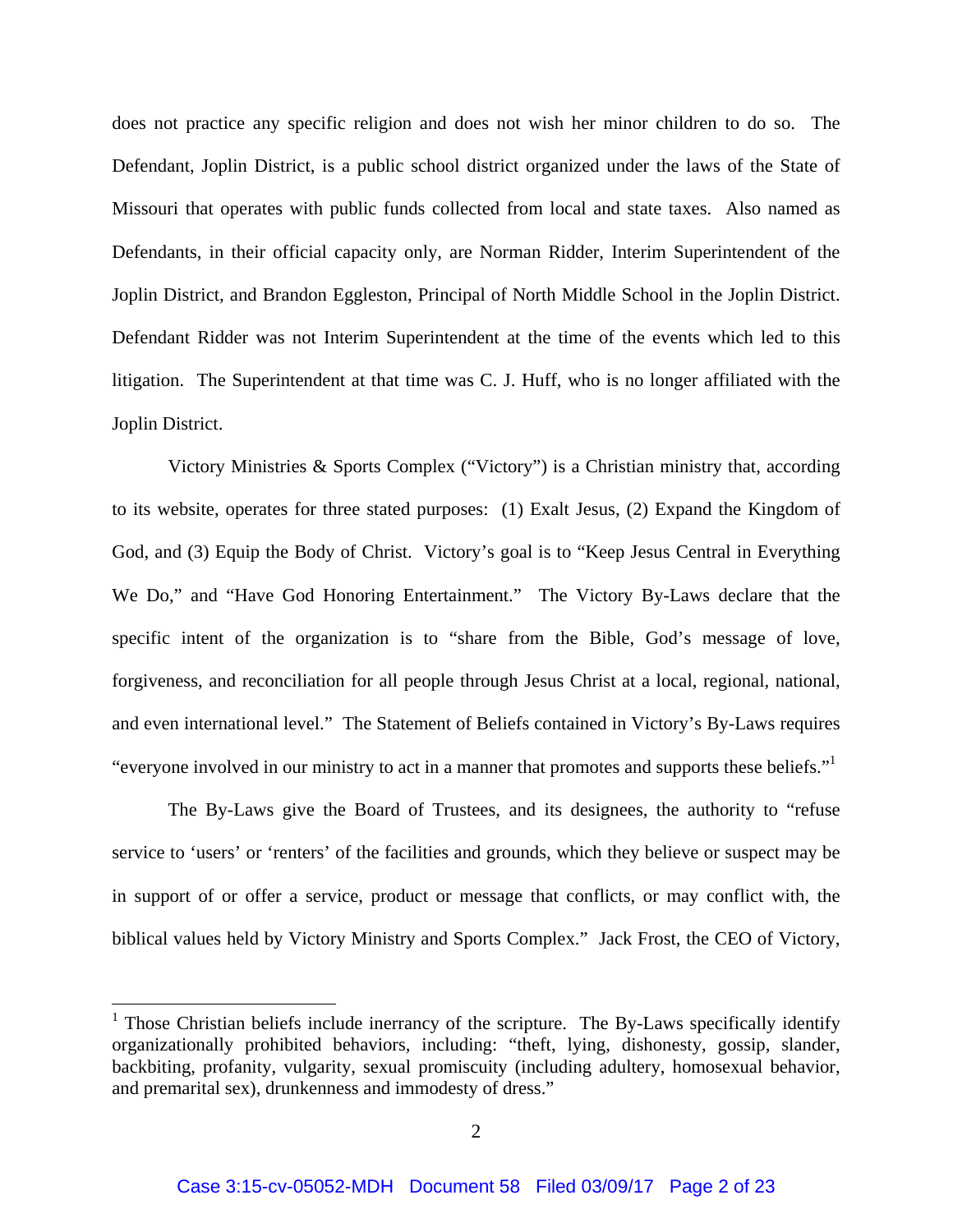does not practice any specific religion and does not wish her minor children to do so. The Defendant, Joplin District, is a public school district organized under the laws of the State of Missouri that operates with public funds collected from local and state taxes. Also named as Defendants, in their official capacity only, are Norman Ridder, Interim Superintendent of the Joplin District, and Brandon Eggleston, Principal of North Middle School in the Joplin District. Defendant Ridder was not Interim Superintendent at the time of the events which led to this litigation. The Superintendent at that time was C. J. Huff, who is no longer affiliated with the Joplin District.

Victory Ministries & Sports Complex ("Victory") is a Christian ministry that, according to its website, operates for three stated purposes: (1) Exalt Jesus, (2) Expand the Kingdom of God, and (3) Equip the Body of Christ. Victory's goal is to "Keep Jesus Central in Everything We Do," and "Have God Honoring Entertainment." The Victory By-Laws declare that the specific intent of the organization is to "share from the Bible, God's message of love, forgiveness, and reconciliation for all people through Jesus Christ at a local, regional, national, and even international level." The Statement of Beliefs contained in Victory's By-Laws requires "everyone involved in our ministry to act in a manner that promotes and supports these beliefs."[1]

The By-Laws give the Board of Trustees, and its designees, the authority to "refuse service to 'users' or 'renters' of the facilities and grounds, which they believe or suspect may be in support of or offer a service, product or message that conflicts, or may conflict with, the biblical values held by Victory Ministry and Sports Complex." Jack Frost, the CEO of Victory,

[1] Those Christian beliefs include inerrancy of the scripture. The By-Laws specifically identify organizationally prohibited behaviors, including: "theft, lying, dishonesty, gossip, slander, backbiting, profanity, vulgarity, sexual promiscuity (including adultery, homosexual behavior, and premarital sex), drunkenness and immodesty of dress."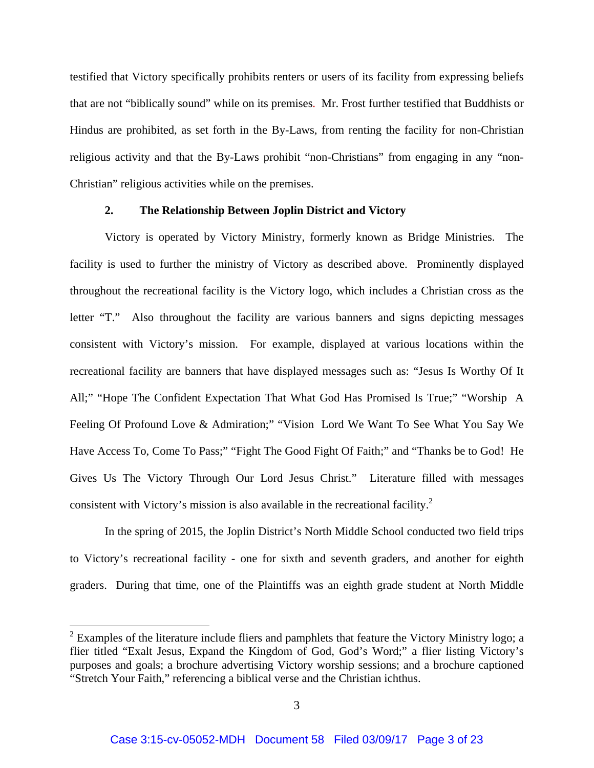testified that Victory specifically prohibits renters or users of its facility from expressing beliefs that are not "biblically sound" while on its premises. Mr. Frost further testified that Buddhists or Hindus are prohibited, as set forth in the By-Laws, from renting the facility for non-Christian religious activity and that the By-Laws prohibit "non-Christians" from engaging in any "non-Christian" religious activities while on the premises.

### 2. The Relationship Between Joplin District and Victory

Victory is operated by Victory Ministry, formerly known as Bridge Ministries. The facility is used to further the ministry of Victory as described above. Prominently displayed throughout the recreational facility is the Victory logo, which includes a Christian cross as the letter "T." Also throughout the facility are various banners and signs depicting messages consistent with Victory's mission. For example, displayed at various locations within the recreational facility are banners that have displayed messages such as: "Jesus Is Worthy Of It All;" "Hope The Confident Expectation That What God Has Promised Is True;" "Worship A Feeling Of Profound Love & Admiration;" "Vision Lord We Want To See What You Say We Have Access To, Come To Pass;" "Fight The Good Fight Of Faith;" and "Thanks be to God! He Gives Us The Victory Through Our Lord Jesus Christ." Literature filled with messages consistent with Victory's mission is also available in the recreational facility.[2]

In the spring of 2015, the Joplin District's North Middle School conducted two field trips to Victory's recreational facility - one for sixth and seventh graders, and another for eighth graders. During that time, one of the Plaintiffs was an eighth grade student at North Middle

---

[2] Examples of the literature include fliers and pamphlets that feature the Victory Ministry logo; a flier titled "Exalt Jesus, Expand the Kingdom of God, God's Word;" a flier listing Victory's purposes and goals; a brochure advertising Victory worship sessions; and a brochure captioned "Stretch Your Faith," referencing a biblical verse and the Christian ichthus.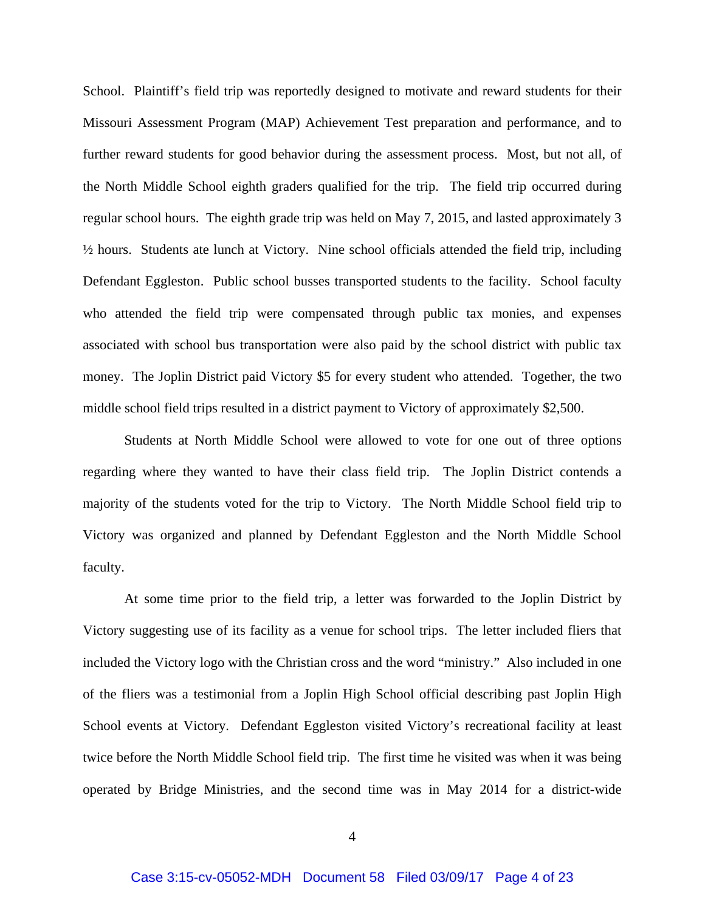School. Plaintiff's field trip was reportedly designed to motivate and reward students for their Missouri Assessment Program (MAP) Achievement Test preparation and performance, and to further reward students for good behavior during the assessment process. Most, but not all, of the North Middle School eighth graders qualified for the trip. The field trip occurred during regular school hours. The eighth grade trip was held on May 7, 2015, and lasted approximately 3 ½ hours. Students ate lunch at Victory. Nine school officials attended the field trip, including Defendant Eggleston. Public school busses transported students to the facility. School faculty who attended the field trip were compensated through public tax monies, and expenses associated with school bus transportation were also paid by the school district with public tax money. The Joplin District paid Victory $5 for every student who attended. Together, the two middle school field trips resulted in a district payment to Victory of approximately $2,500.

Students at North Middle School were allowed to vote for one out of three options regarding where they wanted to have their class field trip. The Joplin District contends a majority of the students voted for the trip to Victory. The North Middle School field trip to Victory was organized and planned by Defendant Eggleston and the North Middle School faculty.

At some time prior to the field trip, a letter was forwarded to the Joplin District by Victory suggesting use of its facility as a venue for school trips. The letter included fliers that included the Victory logo with the Christian cross and the word "ministry." Also included in one of the fliers was a testimonial from a Joplin High School official describing past Joplin High School events at Victory. Defendant Eggleston visited Victory's recreational facility at least twice before the North Middle School field trip. The first time he visited was when it was being operated by Bridge Ministries, and the second time was in May 2014 for a district-wide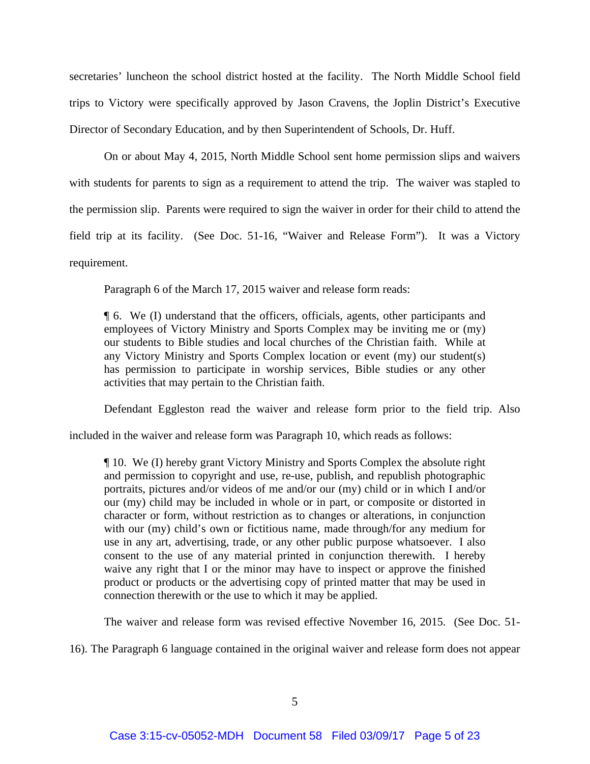secretaries' luncheon the school district hosted at the facility. The North Middle School field trips to Victory were specifically approved by Jason Cravens, the Joplin District's Executive Director of Secondary Education, and by then Superintendent of Schools, Dr. Huff.

On or about May 4, 2015, North Middle School sent home permission slips and waivers with students for parents to sign as a requirement to attend the trip. The waiver was stapled to the permission slip. Parents were required to sign the waiver in order for their child to attend the field trip at its facility. (See Doc. 51-16, "Waiver and Release Form"). It was a Victory requirement.

Paragraph 6 of the March 17, 2015 waiver and release form reads:

> ¶ 6. We (I) understand that the officers, officials, agents, other participants and employees of Victory Ministry and Sports Complex may be inviting me or (my) our students to Bible studies and local churches of the Christian faith. While at any Victory Ministry and Sports Complex location or event (my) our student(s) has permission to participate in worship services, Bible studies or any other activities that may pertain to the Christian faith.

Defendant Eggleston read the waiver and release form prior to the field trip. Also included in the waiver and release form was Paragraph 10, which reads as follows:

> ¶ 10. We (I) hereby grant Victory Ministry and Sports Complex the absolute right and permission to copyright and use, re-use, publish, and republish photographic portraits, pictures and/or videos of me and/or our (my) child or in which I and/or our (my) child may be included in whole or in part, or composite or distorted in character or form, without restriction as to changes or alterations, in conjunction with our (my) child's own or fictitious name, made through/for any medium for use in any art, advertising, trade, or any other public purpose whatsoever. I also consent to the use of any material printed in conjunction therewith. I hereby waive any right that I or the minor may have to inspect or approve the finished product or products or the advertising copy of printed matter that may be used in connection therewith or the use to which it may be applied.

The waiver and release form was revised effective November 16, 2015. (See Doc. 51-16). The Paragraph 6 language contained in the original waiver and release form does not appear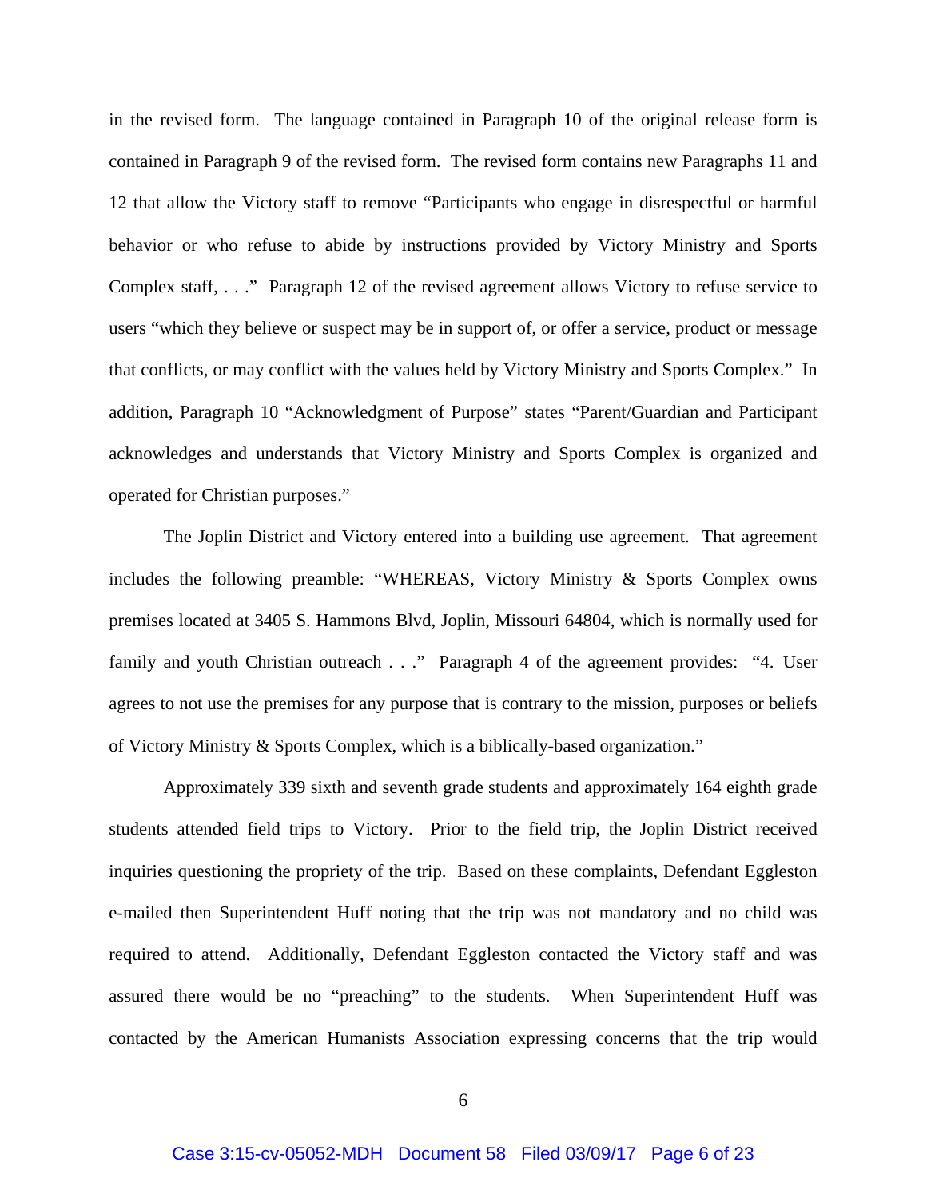in the revised form. The language contained in Paragraph 10 of the original release form is contained in Paragraph 9 of the revised form. The revised form contains new Paragraphs 11 and 12 that allow the Victory staff to remove "Participants who engage in disrespectful or harmful behavior or who refuse to abide by instructions provided by Victory Ministry and Sports Complex staff, . . ." Paragraph 12 of the revised agreement allows Victory to refuse service to users "which they believe or suspect may be in support of, or offer a service, product or message that conflicts, or may conflict with the values held by Victory Ministry and Sports Complex." In addition, Paragraph 10 "Acknowledgment of Purpose" states "Parent/Guardian and Participant acknowledges and understands that Victory Ministry and Sports Complex is organized and operated for Christian purposes."

The Joplin District and Victory entered into a building use agreement. That agreement includes the following preamble: "WHEREAS, Victory Ministry & Sports Complex owns premises located at 3405 S. Hammons Blvd, Joplin, Missouri 64804, which is normally used for family and youth Christian outreach . . ." Paragraph 4 of the agreement provides: "4. User agrees to not use the premises for any purpose that is contrary to the mission, purposes or beliefs of Victory Ministry & Sports Complex, which is a biblically-based organization."

Approximately 339 sixth and seventh grade students and approximately 164 eighth grade students attended field trips to Victory. Prior to the field trip, the Joplin District received inquiries questioning the propriety of the trip. Based on these complaints, Defendant Eggleston e-mailed then Superintendent Huff noting that the trip was not mandatory and no child was required to attend. Additionally, Defendant Eggleston contacted the Victory staff and was assured there would be no "preaching" to the students. When Superintendent Huff was contacted by the American Humanists Association expressing concerns that the trip would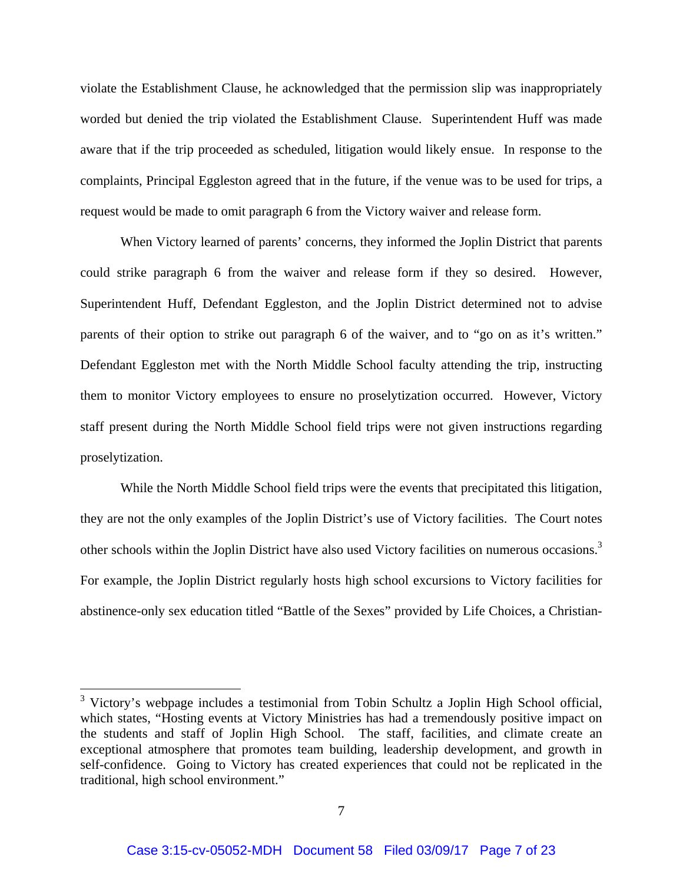violate the Establishment Clause, he acknowledged that the permission slip was inappropriately worded but denied the trip violated the Establishment Clause. Superintendent Huff was made aware that if the trip proceeded as scheduled, litigation would likely ensue. In response to the complaints, Principal Eggleston agreed that in the future, if the venue was to be used for trips, a request would be made to omit paragraph 6 from the Victory waiver and release form.

When Victory learned of parents' concerns, they informed the Joplin District that parents could strike paragraph 6 from the waiver and release form if they so desired. However, Superintendent Huff, Defendant Eggleston, and the Joplin District determined not to advise parents of their option to strike out paragraph 6 of the waiver, and to "go on as it's written." Defendant Eggleston met with the North Middle School faculty attending the trip, instructing them to monitor Victory employees to ensure no proselytization occurred. However, Victory staff present during the North Middle School field trips were not given instructions regarding proselytization.

While the North Middle School field trips were the events that precipitated this litigation, they are not the only examples of the Joplin District's use of Victory facilities. The Court notes other schools within the Joplin District have also used Victory facilities on numerous occasions.[3] For example, the Joplin District regularly hosts high school excursions to Victory facilities for abstinence-only sex education titled "Battle of the Sexes" provided by Life Choices, a Christian-

---

[3] Victory's webpage includes a testimonial from Tobin Schultz a Joplin High School official, which states, "Hosting events at Victory Ministries has had a tremendously positive impact on the students and staff of Joplin High School. The staff, facilities, and climate create an exceptional atmosphere that promotes team building, leadership development, and growth in self-confidence. Going to Victory has created experiences that could not be replicated in the traditional, high school environment."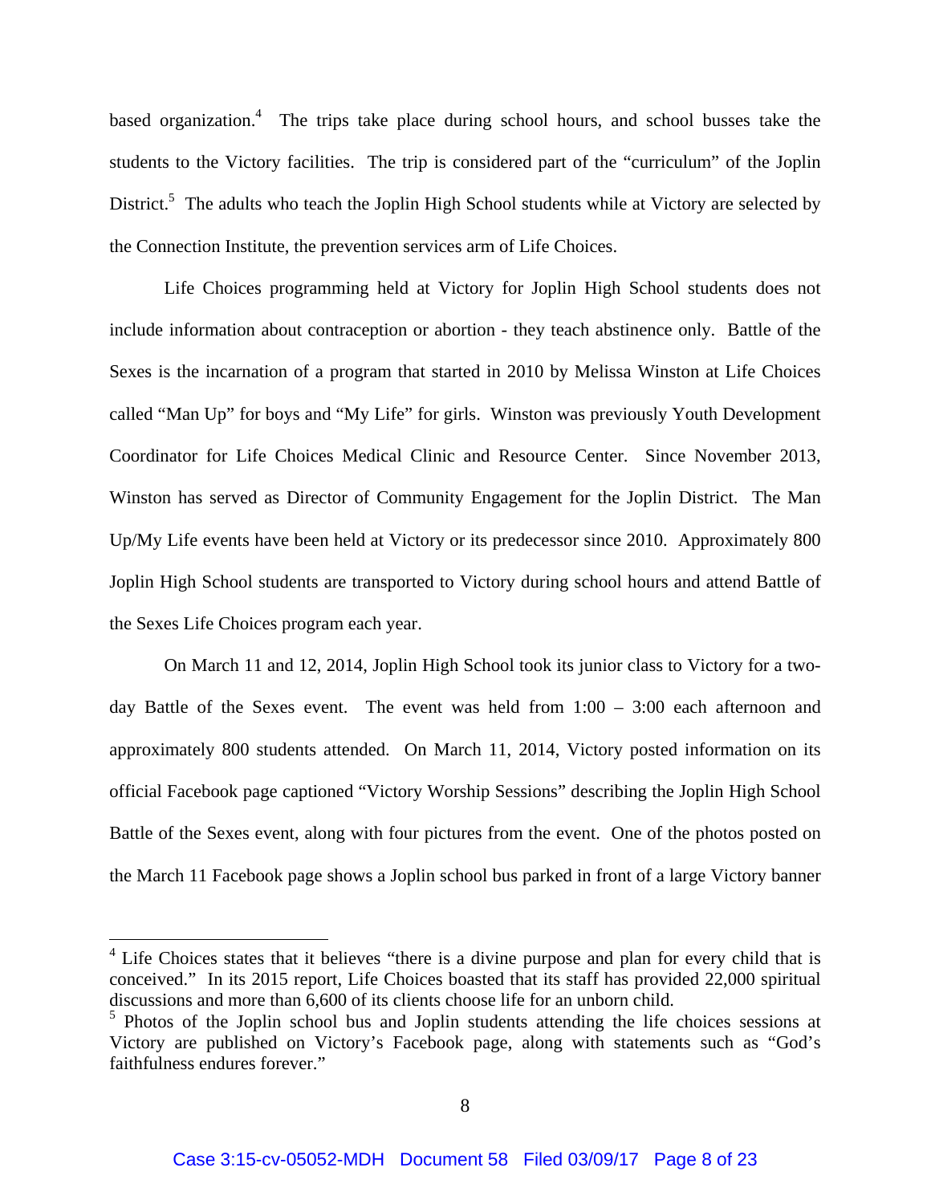based organization.[4] The trips take place during school hours, and school busses take the students to the Victory facilities. The trip is considered part of the "curriculum" of the Joplin District.[5] The adults who teach the Joplin High School students while at Victory are selected by the Connection Institute, the prevention services arm of Life Choices.

Life Choices programming held at Victory for Joplin High School students does not include information about contraception or abortion - they teach abstinence only. Battle of the Sexes is the incarnation of a program that started in 2010 by Melissa Winston at Life Choices called "Man Up" for boys and "My Life" for girls. Winston was previously Youth Development Coordinator for Life Choices Medical Clinic and Resource Center. Since November 2013, Winston has served as Director of Community Engagement for the Joplin District. The Man Up/My Life events have been held at Victory or its predecessor since 2010. Approximately 800 Joplin High School students are transported to Victory during school hours and attend Battle of the Sexes Life Choices program each year.

On March 11 and 12, 2014, Joplin High School took its junior class to Victory for a two-day Battle of the Sexes event. The event was held from 1:00 – 3:00 each afternoon and approximately 800 students attended. On March 11, 2014, Victory posted information on its official Facebook page captioned "Victory Worship Sessions" describing the Joplin High School Battle of the Sexes event, along with four pictures from the event. One of the photos posted on the March 11 Facebook page shows a Joplin school bus parked in front of a large Victory banner

---

[4] Life Choices states that it believes "there is a divine purpose and plan for every child that is conceived." In its 2015 report, Life Choices boasted that its staff has provided 22,000 spiritual discussions and more than 6,600 of its clients choose life for an unborn child.

[5] Photos of the Joplin school bus and Joplin students attending the life choices sessions at Victory are published on Victory's Facebook page, along with statements such as "God's faithfulness endures forever."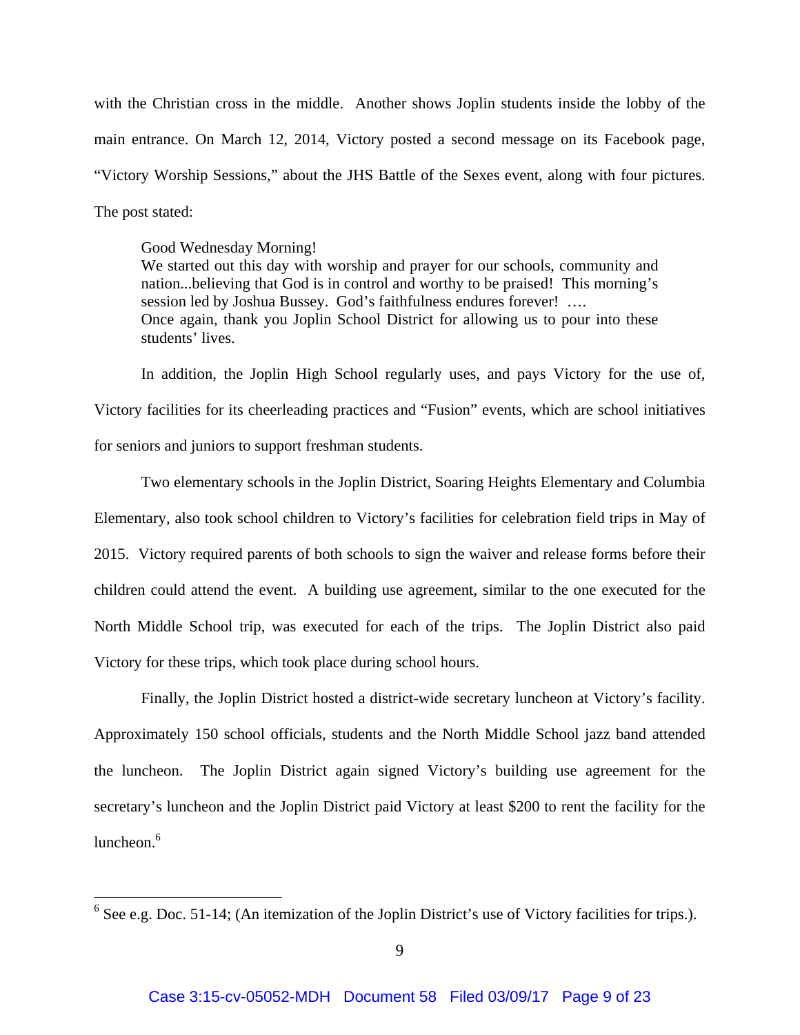with the Christian cross in the middle. Another shows Joplin students inside the lobby of the main entrance. On March 12, 2014, Victory posted a second message on its Facebook page, "Victory Worship Sessions," about the JHS Battle of the Sexes event, along with four pictures. The post stated:

> Good Wednesday Morning!
> We started out this day with worship and prayer for our schools, community and nation...believing that God is in control and worthy to be praised! This morning's session led by Joshua Bussey. God's faithfulness endures forever! ….
> Once again, thank you Joplin School District for allowing us to pour into these students' lives.

In addition, the Joplin High School regularly uses, and pays Victory for the use of, Victory facilities for its cheerleading practices and "Fusion" events, which are school initiatives for seniors and juniors to support freshman students.

Two elementary schools in the Joplin District, Soaring Heights Elementary and Columbia Elementary, also took school children to Victory's facilities for celebration field trips in May of 2015. Victory required parents of both schools to sign the waiver and release forms before their children could attend the event. A building use agreement, similar to the one executed for the North Middle School trip, was executed for each of the trips. The Joplin District also paid Victory for these trips, which took place during school hours.

Finally, the Joplin District hosted a district-wide secretary luncheon at Victory's facility. Approximately 150 school officials, students and the North Middle School jazz band attended the luncheon. The Joplin District again signed Victory's building use agreement for the secretary's luncheon and the Joplin District paid Victory at least $200 to rent the facility for the luncheon.[6]

---

[6] See e.g. Doc. 51-14; (An itemization of the Joplin District's use of Victory facilities for trips.).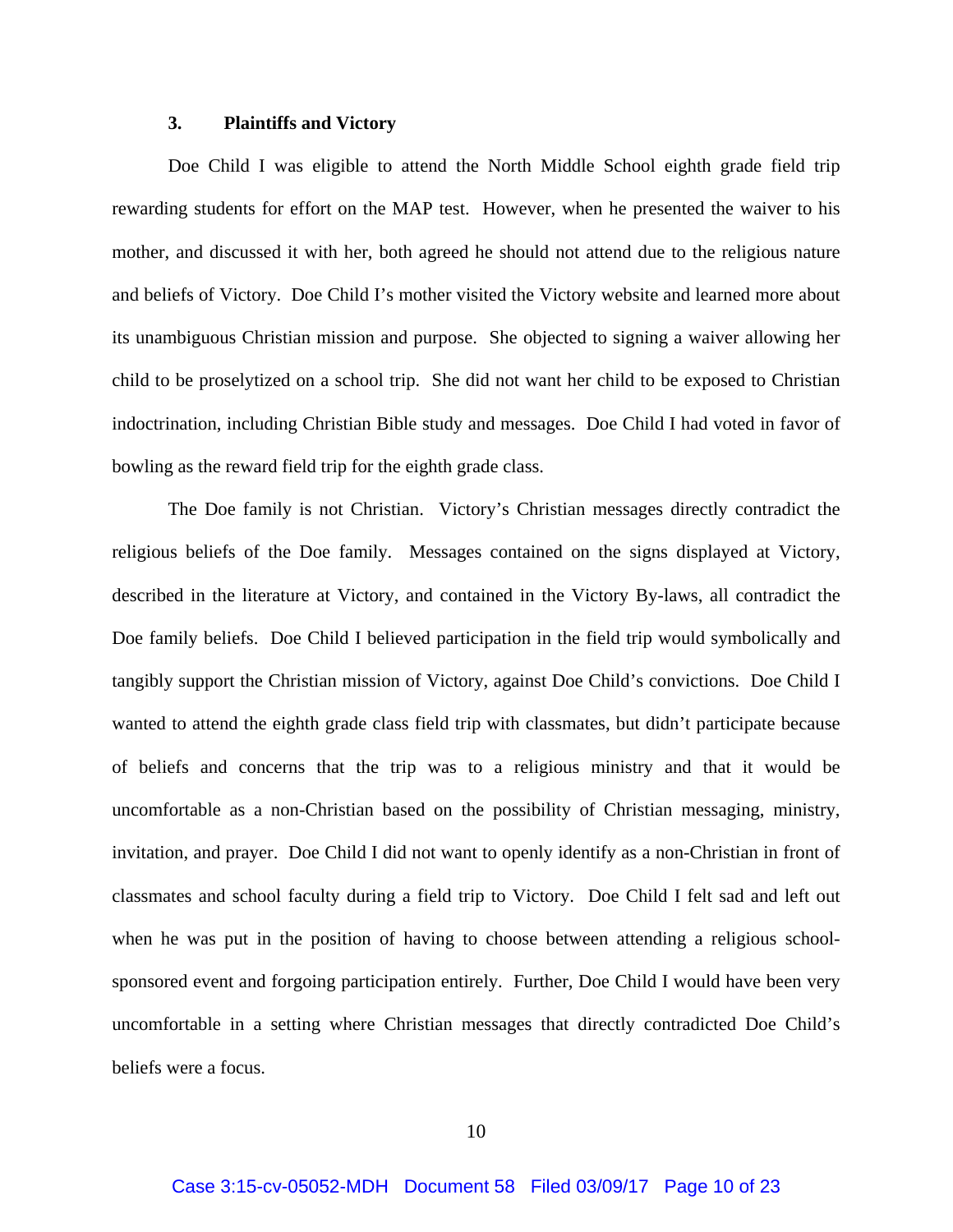### 3. Plaintiffs and Victory

Doe Child I was eligible to attend the North Middle School eighth grade field trip rewarding students for effort on the MAP test. However, when he presented the waiver to his mother, and discussed it with her, both agreed he should not attend due to the religious nature and beliefs of Victory. Doe Child I's mother visited the Victory website and learned more about its unambiguous Christian mission and purpose. She objected to signing a waiver allowing her child to be proselytized on a school trip. She did not want her child to be exposed to Christian indoctrination, including Christian Bible study and messages. Doe Child I had voted in favor of bowling as the reward field trip for the eighth grade class.

The Doe family is not Christian. Victory's Christian messages directly contradict the religious beliefs of the Doe family. Messages contained on the signs displayed at Victory, described in the literature at Victory, and contained in the Victory By-laws, all contradict the Doe family beliefs. Doe Child I believed participation in the field trip would symbolically and tangibly support the Christian mission of Victory, against Doe Child's convictions. Doe Child I wanted to attend the eighth grade class field trip with classmates, but didn't participate because of beliefs and concerns that the trip was to a religious ministry and that it would be uncomfortable as a non-Christian based on the possibility of Christian messaging, ministry, invitation, and prayer. Doe Child I did not want to openly identify as a non-Christian in front of classmates and school faculty during a field trip to Victory. Doe Child I felt sad and left out when he was put in the position of having to choose between attending a religious school-sponsored event and forgoing participation entirely. Further, Doe Child I would have been very uncomfortable in a setting where Christian messages that directly contradicted Doe Child's beliefs were a focus.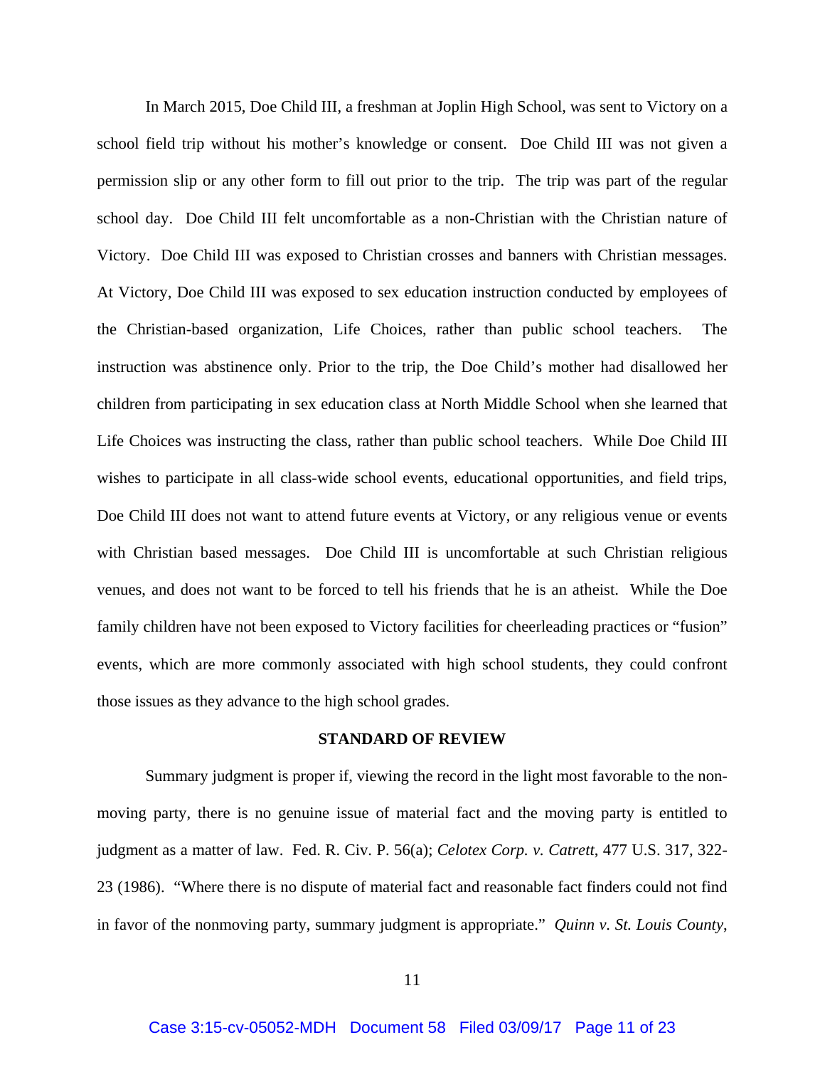In March 2015, Doe Child III, a freshman at Joplin High School, was sent to Victory on a school field trip without his mother's knowledge or consent. Doe Child III was not given a permission slip or any other form to fill out prior to the trip. The trip was part of the regular school day. Doe Child III felt uncomfortable as a non-Christian with the Christian nature of Victory. Doe Child III was exposed to Christian crosses and banners with Christian messages. At Victory, Doe Child III was exposed to sex education instruction conducted by employees of the Christian-based organization, Life Choices, rather than public school teachers. The instruction was abstinence only. Prior to the trip, the Doe Child's mother had disallowed her children from participating in sex education class at North Middle School when she learned that Life Choices was instructing the class, rather than public school teachers. While Doe Child III wishes to participate in all class-wide school events, educational opportunities, and field trips, Doe Child III does not want to attend future events at Victory, or any religious venue or events with Christian based messages. Doe Child III is uncomfortable at such Christian religious venues, and does not want to be forced to tell his friends that he is an atheist. While the Doe family children have not been exposed to Victory facilities for cheerleading practices or "fusion" events, which are more commonly associated with high school students, they could confront those issues as they advance to the high school grades.

## STANDARD OF REVIEW

Summary judgment is proper if, viewing the record in the light most favorable to the non-moving party, there is no genuine issue of material fact and the moving party is entitled to judgment as a matter of law. Fed. R. Civ. P. 56(a); *Celotex Corp. v. Catrett*, 477 U.S. 317, 322-23 (1986). "Where there is no dispute of material fact and reasonable fact finders could not find in favor of the nonmoving party, summary judgment is appropriate." *Quinn v. St. Louis County*,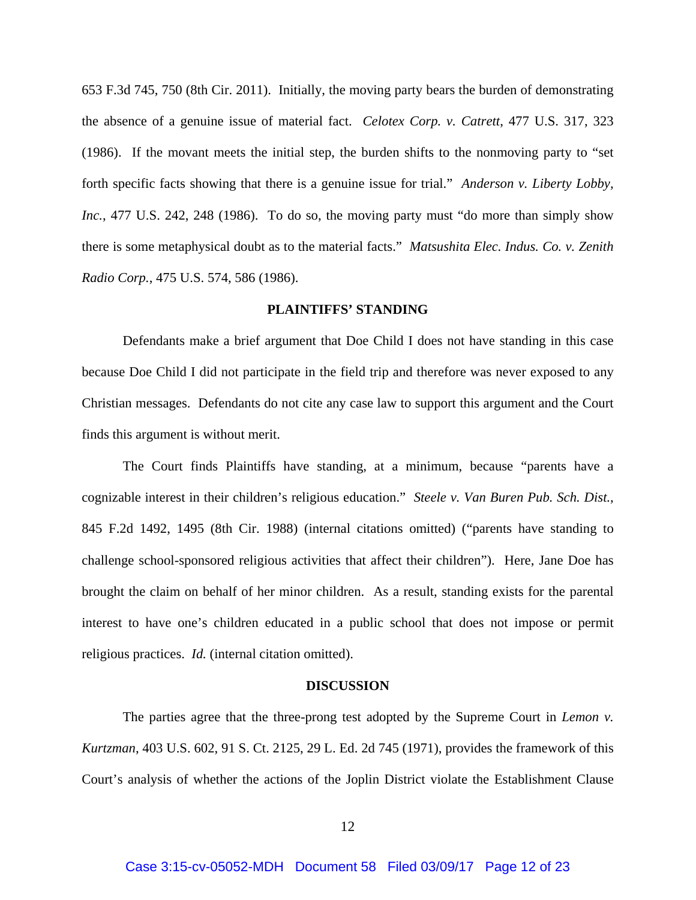653 F.3d 745, 750 (8th Cir. 2011). Initially, the moving party bears the burden of demonstrating the absence of a genuine issue of material fact. *Celotex Corp. v. Catrett*, 477 U.S. 317, 323 (1986). If the movant meets the initial step, the burden shifts to the nonmoving party to "set forth specific facts showing that there is a genuine issue for trial." *Anderson v. Liberty Lobby, Inc.*, 477 U.S. 242, 248 (1986). To do so, the moving party must "do more than simply show there is some metaphysical doubt as to the material facts." *Matsushita Elec. Indus. Co. v. Zenith Radio Corp.*, 475 U.S. 574, 586 (1986).

## PLAINTIFFS' STANDING

Defendants make a brief argument that Doe Child I does not have standing in this case because Doe Child I did not participate in the field trip and therefore was never exposed to any Christian messages. Defendants do not cite any case law to support this argument and the Court finds this argument is without merit.

The Court finds Plaintiffs have standing, at a minimum, because "parents have a cognizable interest in their children's religious education." *Steele v. Van Buren Pub. Sch. Dist.*, 845 F.2d 1492, 1495 (8th Cir. 1988) (internal citations omitted) ("parents have standing to challenge school-sponsored religious activities that affect their children"). Here, Jane Doe has brought the claim on behalf of her minor children. As a result, standing exists for the parental interest to have one's children educated in a public school that does not impose or permit religious practices. *Id.* (internal citation omitted).

## DISCUSSION

The parties agree that the three-prong test adopted by the Supreme Court in *Lemon v. Kurtzman*, 403 U.S. 602, 91 S. Ct. 2125, 29 L. Ed. 2d 745 (1971), provides the framework of this Court's analysis of whether the actions of the Joplin District violate the Establishment Clause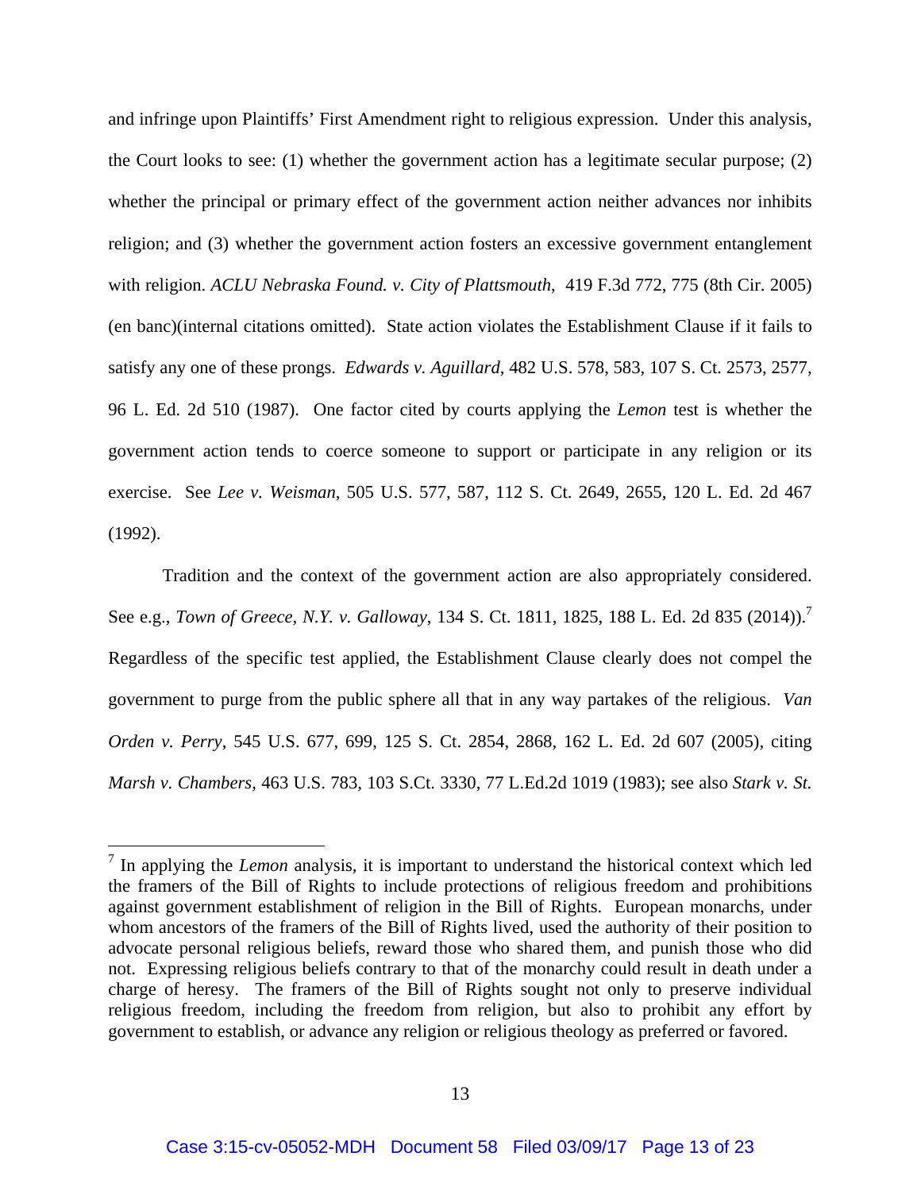and infringe upon Plaintiffs' First Amendment right to religious expression. Under this analysis, the Court looks to see: (1) whether the government action has a legitimate secular purpose; (2) whether the principal or primary effect of the government action neither advances nor inhibits religion; and (3) whether the government action fosters an excessive government entanglement with religion. *ACLU Nebraska Found. v. City of Plattsmouth*, 419 F.3d 772, 775 (8th Cir. 2005) (en banc)(internal citations omitted). State action violates the Establishment Clause if it fails to satisfy any one of these prongs. *Edwards v. Aguillard*, 482 U.S. 578, 583, 107 S. Ct. 2573, 2577, 96 L. Ed. 2d 510 (1987). One factor cited by courts applying the *Lemon* test is whether the government action tends to coerce someone to support or participate in any religion or its exercise. See *Lee v. Weisman*, 505 U.S. 577, 587, 112 S. Ct. 2649, 2655, 120 L. Ed. 2d 467 (1992).

Tradition and the context of the government action are also appropriately considered. See e.g., *Town of Greece, N.Y. v. Galloway*, 134 S. Ct. 1811, 1825, 188 L. Ed. 2d 835 (2014)).[7] Regardless of the specific test applied, the Establishment Clause clearly does not compel the government to purge from the public sphere all that in any way partakes of the religious. *Van Orden v. Perry*, 545 U.S. 677, 699, 125 S. Ct. 2854, 2868, 162 L. Ed. 2d 607 (2005), citing *Marsh v. Chambers*, 463 U.S. 783, 103 S.Ct. 3330, 77 L.Ed.2d 1019 (1983); see also *Stark v. St.*

---

[7] In applying the *Lemon* analysis, it is important to understand the historical context which led the framers of the Bill of Rights to include protections of religious freedom and prohibitions against government establishment of religion in the Bill of Rights. European monarchs, under whom ancestors of the framers of the Bill of Rights lived, used the authority of their position to advocate personal religious beliefs, reward those who shared them, and punish those who did not. Expressing religious beliefs contrary to that of the monarchy could result in death under a charge of heresy. The framers of the Bill of Rights sought not only to preserve individual religious freedom, including the freedom from religion, but also to prohibit any effort by government to establish, or advance any religion or religious theology as preferred or favored.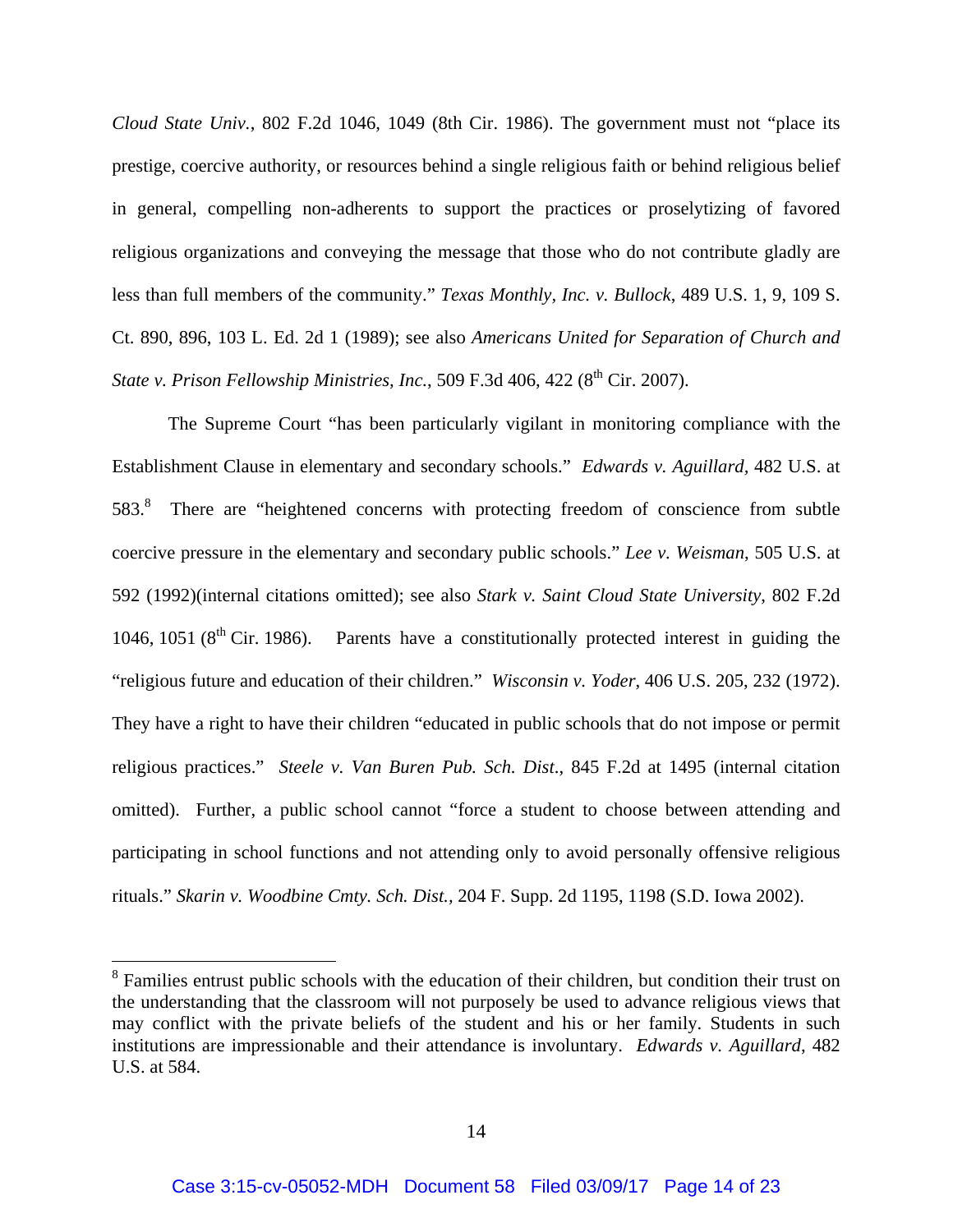*Cloud State Univ.*, 802 F.2d 1046, 1049 (8th Cir. 1986). The government must not "place its prestige, coercive authority, or resources behind a single religious faith or behind religious belief in general, compelling non-adherents to support the practices or proselytizing of favored religious organizations and conveying the message that those who do not contribute gladly are less than full members of the community." *Texas Monthly, Inc. v. Bullock*, 489 U.S. 1, 9, 109 S. Ct. 890, 896, 103 L. Ed. 2d 1 (1989); see also *Americans United for Separation of Church and State v. Prison Fellowship Ministries, Inc.*, 509 F.3d 406, 422 (8th Cir. 2007).

The Supreme Court "has been particularly vigilant in monitoring compliance with the Establishment Clause in elementary and secondary schools." *Edwards v. Aguillard*, 482 U.S. at 583.[8] There are "heightened concerns with protecting freedom of conscience from subtle coercive pressure in the elementary and secondary public schools." *Lee v. Weisman*, 505 U.S. at 592 (1992)(internal citations omitted); see also *Stark v. Saint Cloud State University*, 802 F.2d 1046, 1051 (8th Cir. 1986). Parents have a constitutionally protected interest in guiding the "religious future and education of their children." *Wisconsin v. Yoder*, 406 U.S. 205, 232 (1972). They have a right to have their children "educated in public schools that do not impose or permit religious practices." *Steele v. Van Buren Pub. Sch. Dist.*, 845 F.2d at 1495 (internal citation omitted). Further, a public school cannot "force a student to choose between attending and participating in school functions and not attending only to avoid personally offensive religious rituals." *Skarin v. Woodbine Cmty. Sch. Dist.*, 204 F. Supp. 2d 1195, 1198 (S.D. Iowa 2002).

---

[8] Families entrust public schools with the education of their children, but condition their trust on the understanding that the classroom will not purposely be used to advance religious views that may conflict with the private beliefs of the student and his or her family. Students in such institutions are impressionable and their attendance is involuntary. *Edwards v. Aguillard*, 482 U.S. at 584.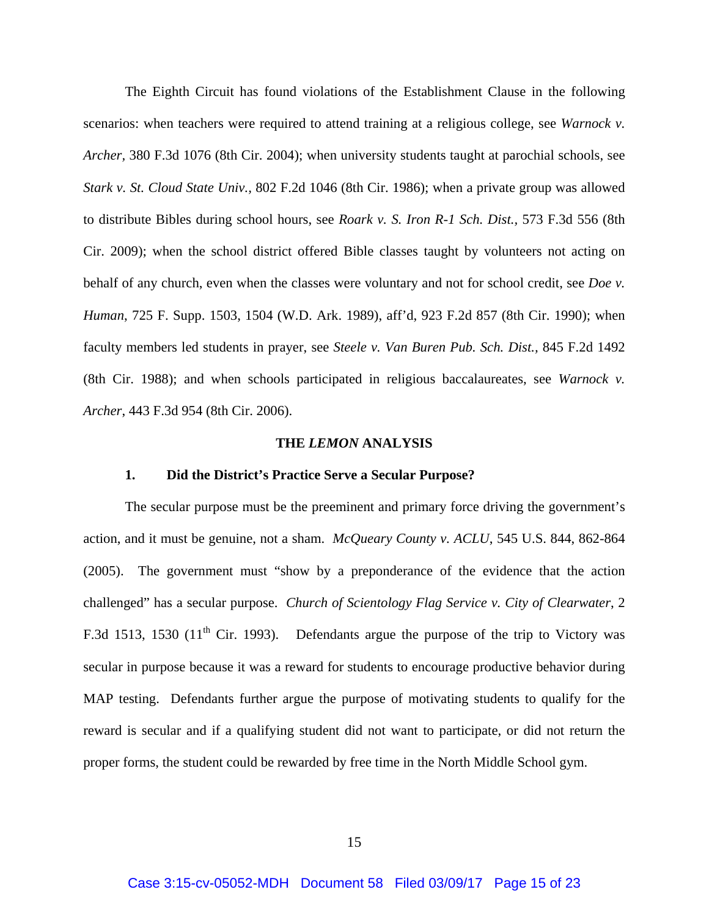The Eighth Circuit has found violations of the Establishment Clause in the following scenarios: when teachers were required to attend training at a religious college, see *Warnock v. Archer*, 380 F.3d 1076 (8th Cir. 2004); when university students taught at parochial schools, see *Stark v. St. Cloud State Univ.*, 802 F.2d 1046 (8th Cir. 1986); when a private group was allowed to distribute Bibles during school hours, see *Roark v. S. Iron R-1 Sch. Dist.*, 573 F.3d 556 (8th Cir. 2009); when the school district offered Bible classes taught by volunteers not acting on behalf of any church, even when the classes were voluntary and not for school credit, see *Doe v. Human*, 725 F. Supp. 1503, 1504 (W.D. Ark. 1989), aff'd, 923 F.2d 857 (8th Cir. 1990); when faculty members led students in prayer, see *Steele v. Van Buren Pub. Sch. Dist.*, 845 F.2d 1492 (8th Cir. 1988); and when schools participated in religious baccalaureates, see *Warnock v. Archer*, 443 F.3d 954 (8th Cir. 2006).

## THE *LEMON* ANALYSIS

### 1. Did the District's Practice Serve a Secular Purpose?

The secular purpose must be the preeminent and primary force driving the government's action, and it must be genuine, not a sham. *McQueary County v. ACLU*, 545 U.S. 844, 862-864 (2005). The government must "show by a preponderance of the evidence that the action challenged" has a secular purpose. *Church of Scientology Flag Service v. City of Clearwater*, 2 F.3d 1513, 1530 (11th Cir. 1993). Defendants argue the purpose of the trip to Victory was secular in purpose because it was a reward for students to encourage productive behavior during MAP testing. Defendants further argue the purpose of motivating students to qualify for the reward is secular and if a qualifying student did not want to participate, or did not return the proper forms, the student could be rewarded by free time in the North Middle School gym.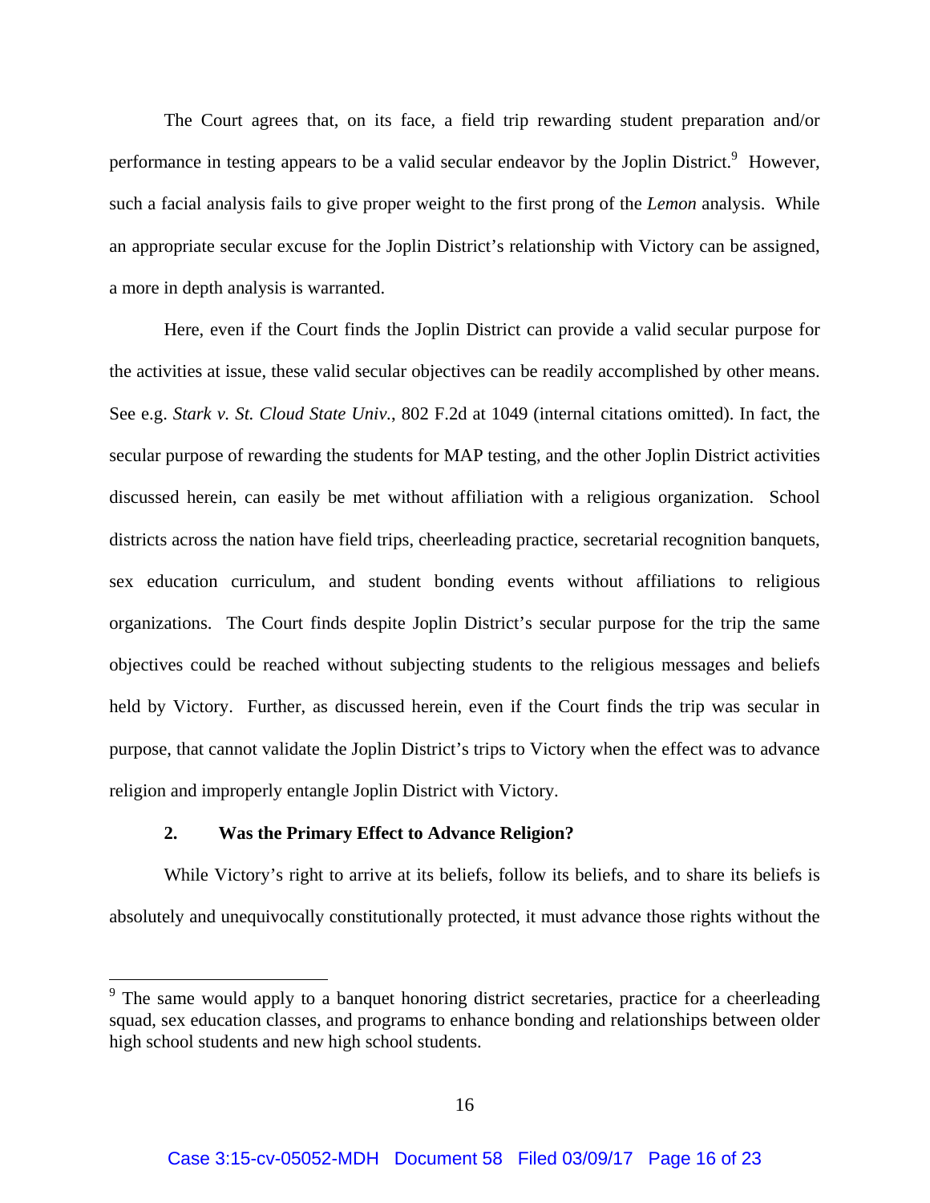The Court agrees that, on its face, a field trip rewarding student preparation and/or performance in testing appears to be a valid secular endeavor by the Joplin District.[9] However, such a facial analysis fails to give proper weight to the first prong of the *Lemon* analysis. While an appropriate secular excuse for the Joplin District's relationship with Victory can be assigned, a more in depth analysis is warranted.

Here, even if the Court finds the Joplin District can provide a valid secular purpose for the activities at issue, these valid secular objectives can be readily accomplished by other means. See e.g. *Stark v. St. Cloud State Univ.*, 802 F.2d at 1049 (internal citations omitted). In fact, the secular purpose of rewarding the students for MAP testing, and the other Joplin District activities discussed herein, can easily be met without affiliation with a religious organization. School districts across the nation have field trips, cheerleading practice, secretarial recognition banquets, sex education curriculum, and student bonding events without affiliations to religious organizations. The Court finds despite Joplin District's secular purpose for the trip the same objectives could be reached without subjecting students to the religious messages and beliefs held by Victory. Further, as discussed herein, even if the Court finds the trip was secular in purpose, that cannot validate the Joplin District's trips to Victory when the effect was to advance religion and improperly entangle Joplin District with Victory.

### 2. Was the Primary Effect to Advance Religion?

While Victory's right to arrive at its beliefs, follow its beliefs, and to share its beliefs is absolutely and unequivocally constitutionally protected, it must advance those rights without the

---

[9] The same would apply to a banquet honoring district secretaries, practice for a cheerleading squad, sex education classes, and programs to enhance bonding and relationships between older high school students and new high school students.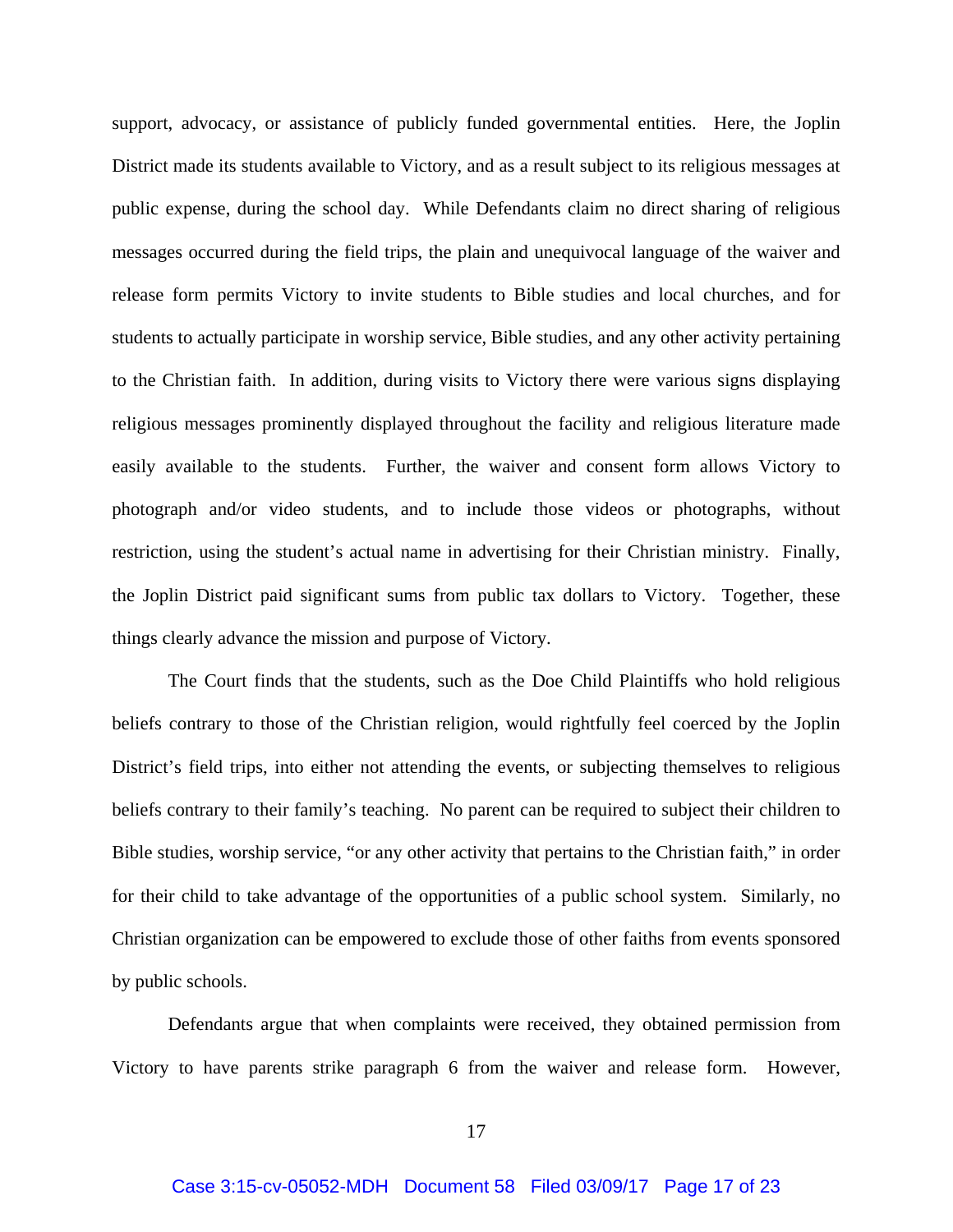support, advocacy, or assistance of publicly funded governmental entities. Here, the Joplin District made its students available to Victory, and as a result subject to its religious messages at public expense, during the school day. While Defendants claim no direct sharing of religious messages occurred during the field trips, the plain and unequivocal language of the waiver and release form permits Victory to invite students to Bible studies and local churches, and for students to actually participate in worship service, Bible studies, and any other activity pertaining to the Christian faith. In addition, during visits to Victory there were various signs displaying religious messages prominently displayed throughout the facility and religious literature made easily available to the students. Further, the waiver and consent form allows Victory to photograph and/or video students, and to include those videos or photographs, without restriction, using the student's actual name in advertising for their Christian ministry. Finally, the Joplin District paid significant sums from public tax dollars to Victory. Together, these things clearly advance the mission and purpose of Victory.

The Court finds that the students, such as the Doe Child Plaintiffs who hold religious beliefs contrary to those of the Christian religion, would rightfully feel coerced by the Joplin District's field trips, into either not attending the events, or subjecting themselves to religious beliefs contrary to their family's teaching. No parent can be required to subject their children to Bible studies, worship service, "or any other activity that pertains to the Christian faith," in order for their child to take advantage of the opportunities of a public school system. Similarly, no Christian organization can be empowered to exclude those of other faiths from events sponsored by public schools.

Defendants argue that when complaints were received, they obtained permission from Victory to have parents strike paragraph 6 from the waiver and release form. However,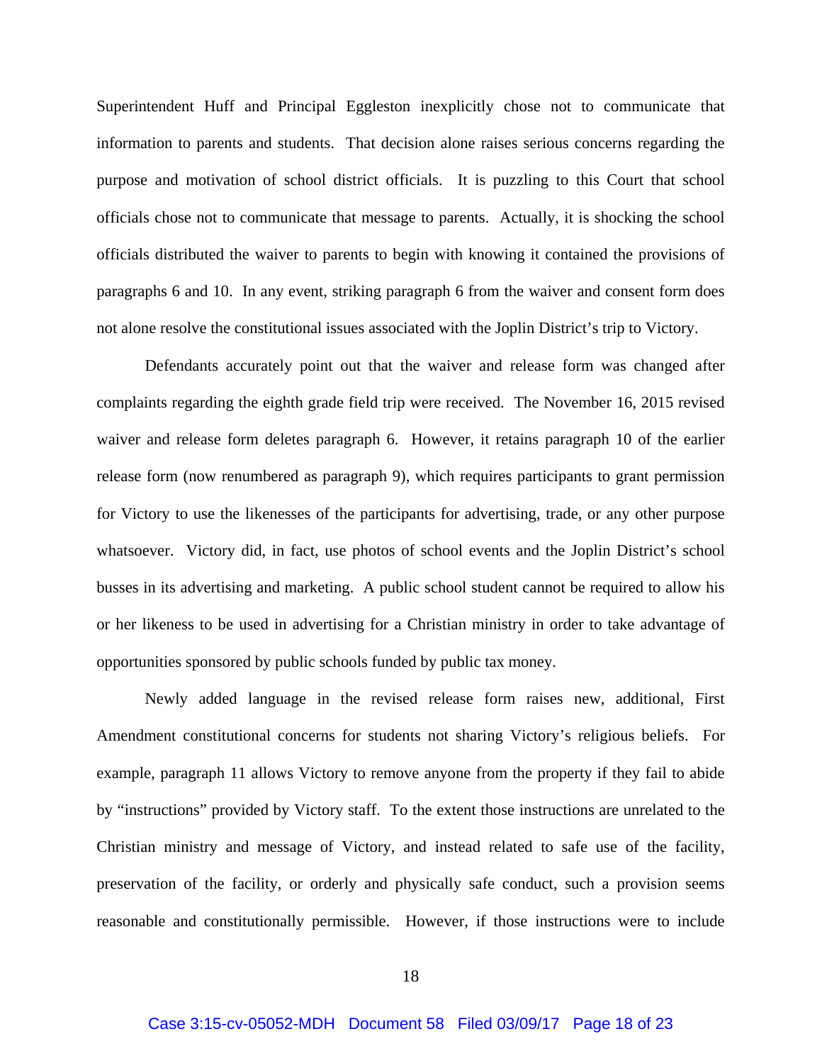Superintendent Huff and Principal Eggleston inexplicitly chose not to communicate that information to parents and students. That decision alone raises serious concerns regarding the purpose and motivation of school district officials. It is puzzling to this Court that school officials chose not to communicate that message to parents. Actually, it is shocking the school officials distributed the waiver to parents to begin with knowing it contained the provisions of paragraphs 6 and 10. In any event, striking paragraph 6 from the waiver and consent form does not alone resolve the constitutional issues associated with the Joplin District's trip to Victory.

Defendants accurately point out that the waiver and release form was changed after complaints regarding the eighth grade field trip were received. The November 16, 2015 revised waiver and release form deletes paragraph 6. However, it retains paragraph 10 of the earlier release form (now renumbered as paragraph 9), which requires participants to grant permission for Victory to use the likenesses of the participants for advertising, trade, or any other purpose whatsoever. Victory did, in fact, use photos of school events and the Joplin District's school busses in its advertising and marketing. A public school student cannot be required to allow his or her likeness to be used in advertising for a Christian ministry in order to take advantage of opportunities sponsored by public schools funded by public tax money.

Newly added language in the revised release form raises new, additional, First Amendment constitutional concerns for students not sharing Victory's religious beliefs. For example, paragraph 11 allows Victory to remove anyone from the property if they fail to abide by "instructions" provided by Victory staff. To the extent those instructions are unrelated to the Christian ministry and message of Victory, and instead related to safe use of the facility, preservation of the facility, or orderly and physically safe conduct, such a provision seems reasonable and constitutionally permissible. However, if those instructions were to include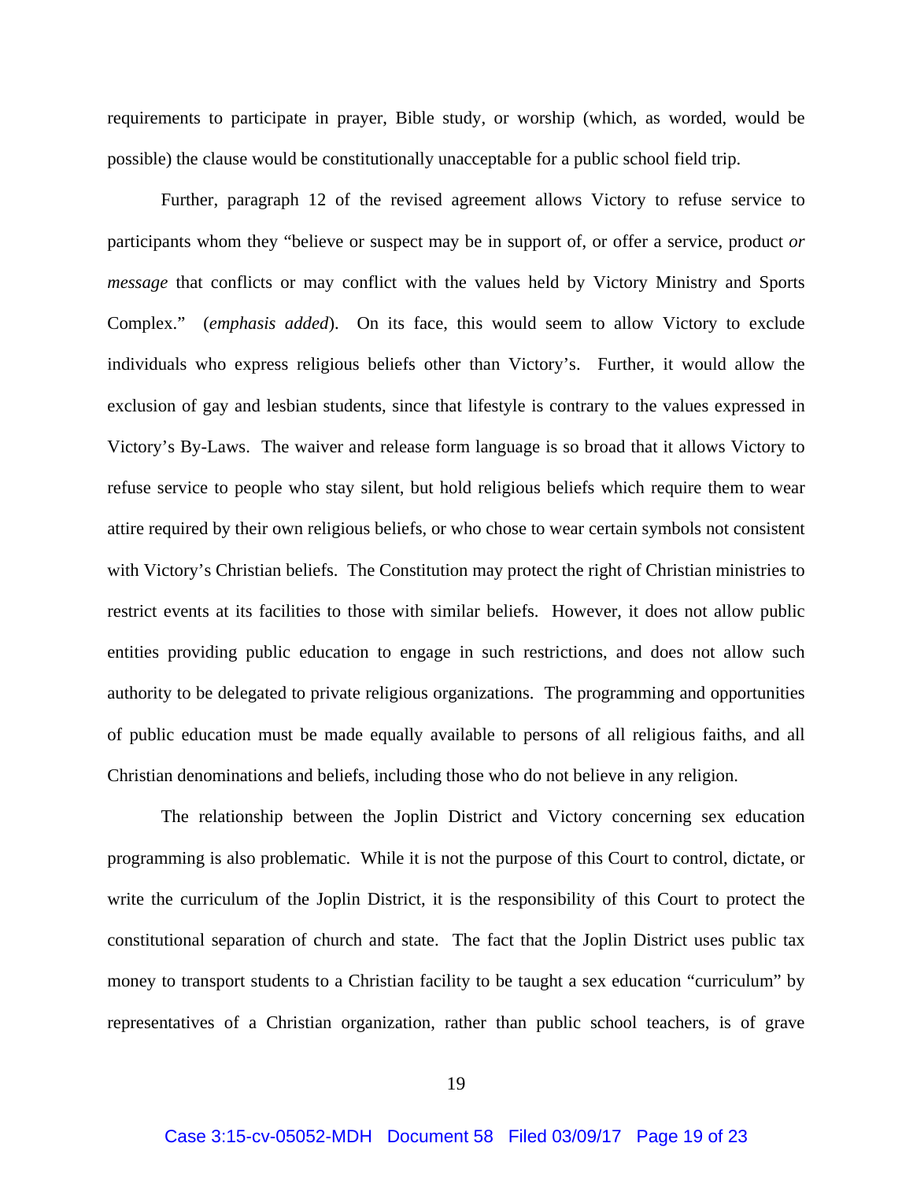requirements to participate in prayer, Bible study, or worship (which, as worded, would be possible) the clause would be constitutionally unacceptable for a public school field trip.

Further, paragraph 12 of the revised agreement allows Victory to refuse service to participants whom they "believe or suspect may be in support of, or offer a service, product *or message* that conflicts or may conflict with the values held by Victory Ministry and Sports Complex." (*emphasis added*). On its face, this would seem to allow Victory to exclude individuals who express religious beliefs other than Victory's. Further, it would allow the exclusion of gay and lesbian students, since that lifestyle is contrary to the values expressed in Victory's By-Laws. The waiver and release form language is so broad that it allows Victory to refuse service to people who stay silent, but hold religious beliefs which require them to wear attire required by their own religious beliefs, or who chose to wear certain symbols not consistent with Victory's Christian beliefs. The Constitution may protect the right of Christian ministries to restrict events at its facilities to those with similar beliefs. However, it does not allow public entities providing public education to engage in such restrictions, and does not allow such authority to be delegated to private religious organizations. The programming and opportunities of public education must be made equally available to persons of all religious faiths, and all Christian denominations and beliefs, including those who do not believe in any religion.

The relationship between the Joplin District and Victory concerning sex education programming is also problematic. While it is not the purpose of this Court to control, dictate, or write the curriculum of the Joplin District, it is the responsibility of this Court to protect the constitutional separation of church and state. The fact that the Joplin District uses public tax money to transport students to a Christian facility to be taught a sex education "curriculum" by representatives of a Christian organization, rather than public school teachers, is of grave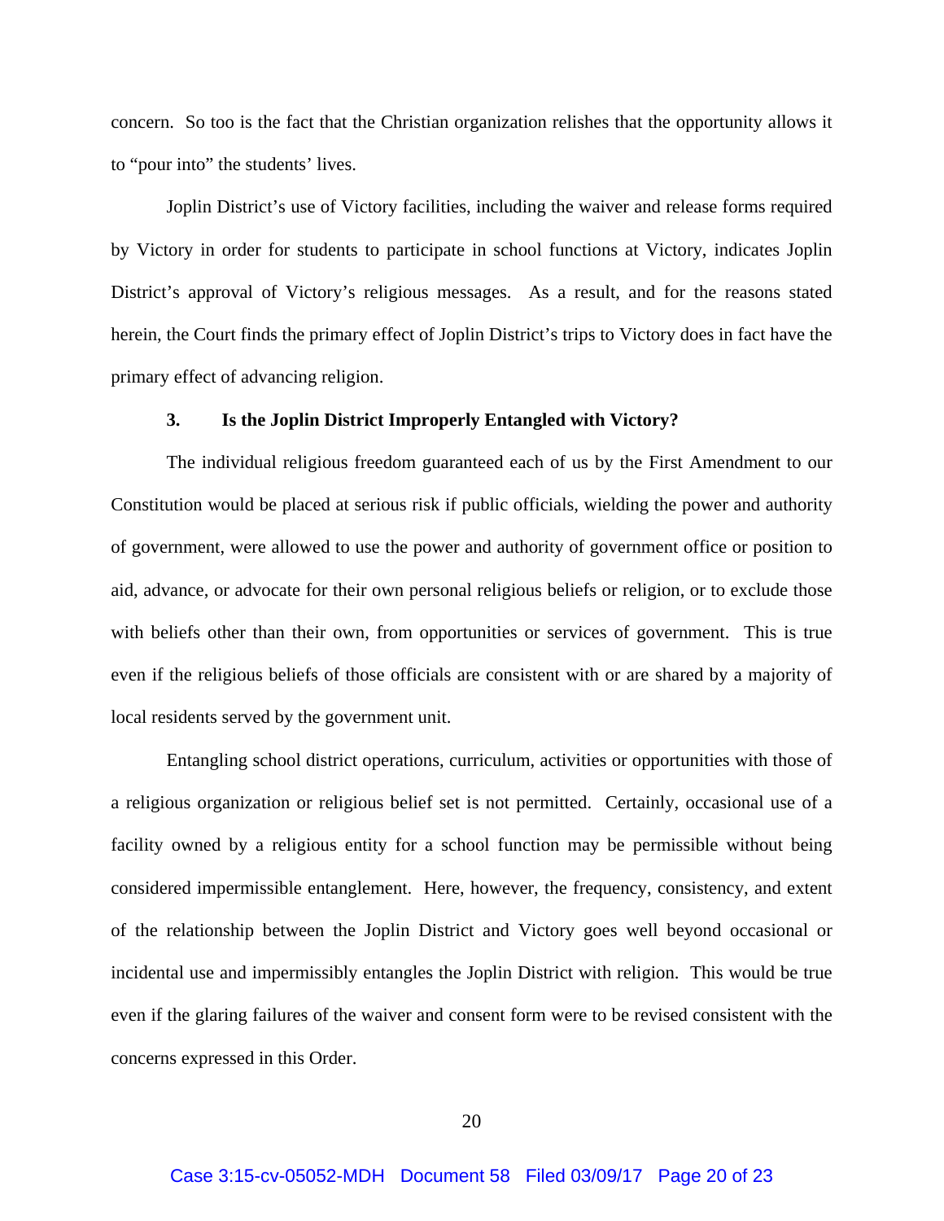concern. So too is the fact that the Christian organization relishes that the opportunity allows it to "pour into" the students' lives.

Joplin District's use of Victory facilities, including the waiver and release forms required by Victory in order for students to participate in school functions at Victory, indicates Joplin District's approval of Victory's religious messages. As a result, and for the reasons stated herein, the Court finds the primary effect of Joplin District's trips to Victory does in fact have the primary effect of advancing religion.

### 3. Is the Joplin District Improperly Entangled with Victory?

The individual religious freedom guaranteed each of us by the First Amendment to our Constitution would be placed at serious risk if public officials, wielding the power and authority of government, were allowed to use the power and authority of government office or position to aid, advance, or advocate for their own personal religious beliefs or religion, or to exclude those with beliefs other than their own, from opportunities or services of government. This is true even if the religious beliefs of those officials are consistent with or are shared by a majority of local residents served by the government unit.

Entangling school district operations, curriculum, activities or opportunities with those of a religious organization or religious belief set is not permitted. Certainly, occasional use of a facility owned by a religious entity for a school function may be permissible without being considered impermissible entanglement. Here, however, the frequency, consistency, and extent of the relationship between the Joplin District and Victory goes well beyond occasional or incidental use and impermissibly entangles the Joplin District with religion. This would be true even if the glaring failures of the waiver and consent form were to be revised consistent with the concerns expressed in this Order.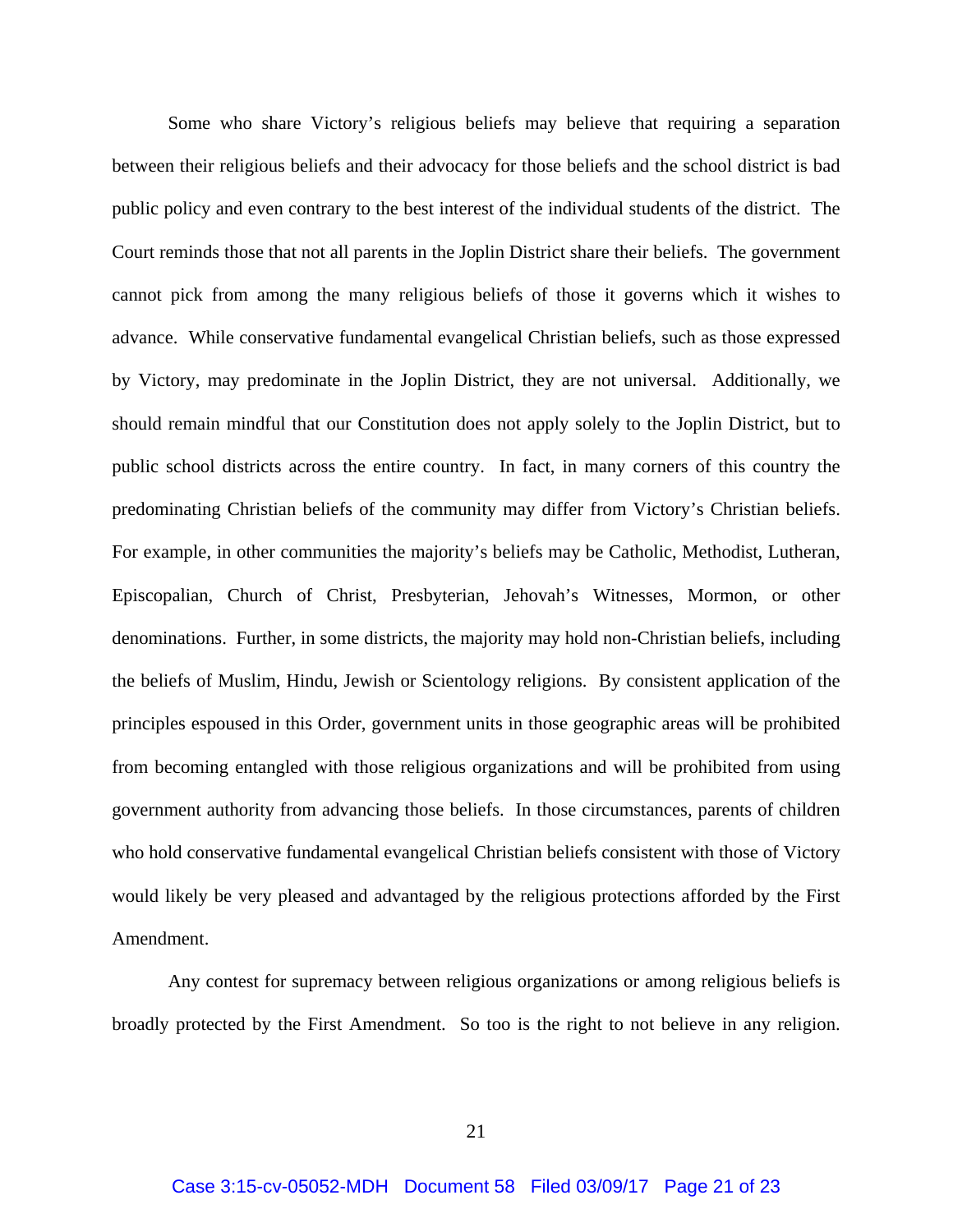Some who share Victory's religious beliefs may believe that requiring a separation between their religious beliefs and their advocacy for those beliefs and the school district is bad public policy and even contrary to the best interest of the individual students of the district. The Court reminds those that not all parents in the Joplin District share their beliefs. The government cannot pick from among the many religious beliefs of those it governs which it wishes to advance. While conservative fundamental evangelical Christian beliefs, such as those expressed by Victory, may predominate in the Joplin District, they are not universal. Additionally, we should remain mindful that our Constitution does not apply solely to the Joplin District, but to public school districts across the entire country. In fact, in many corners of this country the predominating Christian beliefs of the community may differ from Victory's Christian beliefs. For example, in other communities the majority's beliefs may be Catholic, Methodist, Lutheran, Episcopalian, Church of Christ, Presbyterian, Jehovah's Witnesses, Mormon, or other denominations. Further, in some districts, the majority may hold non-Christian beliefs, including the beliefs of Muslim, Hindu, Jewish or Scientology religions. By consistent application of the principles espoused in this Order, government units in those geographic areas will be prohibited from becoming entangled with those religious organizations and will be prohibited from using government authority from advancing those beliefs. In those circumstances, parents of children who hold conservative fundamental evangelical Christian beliefs consistent with those of Victory would likely be very pleased and advantaged by the religious protections afforded by the First Amendment.

Any contest for supremacy between religious organizations or among religious beliefs is broadly protected by the First Amendment. So too is the right to not believe in any religion.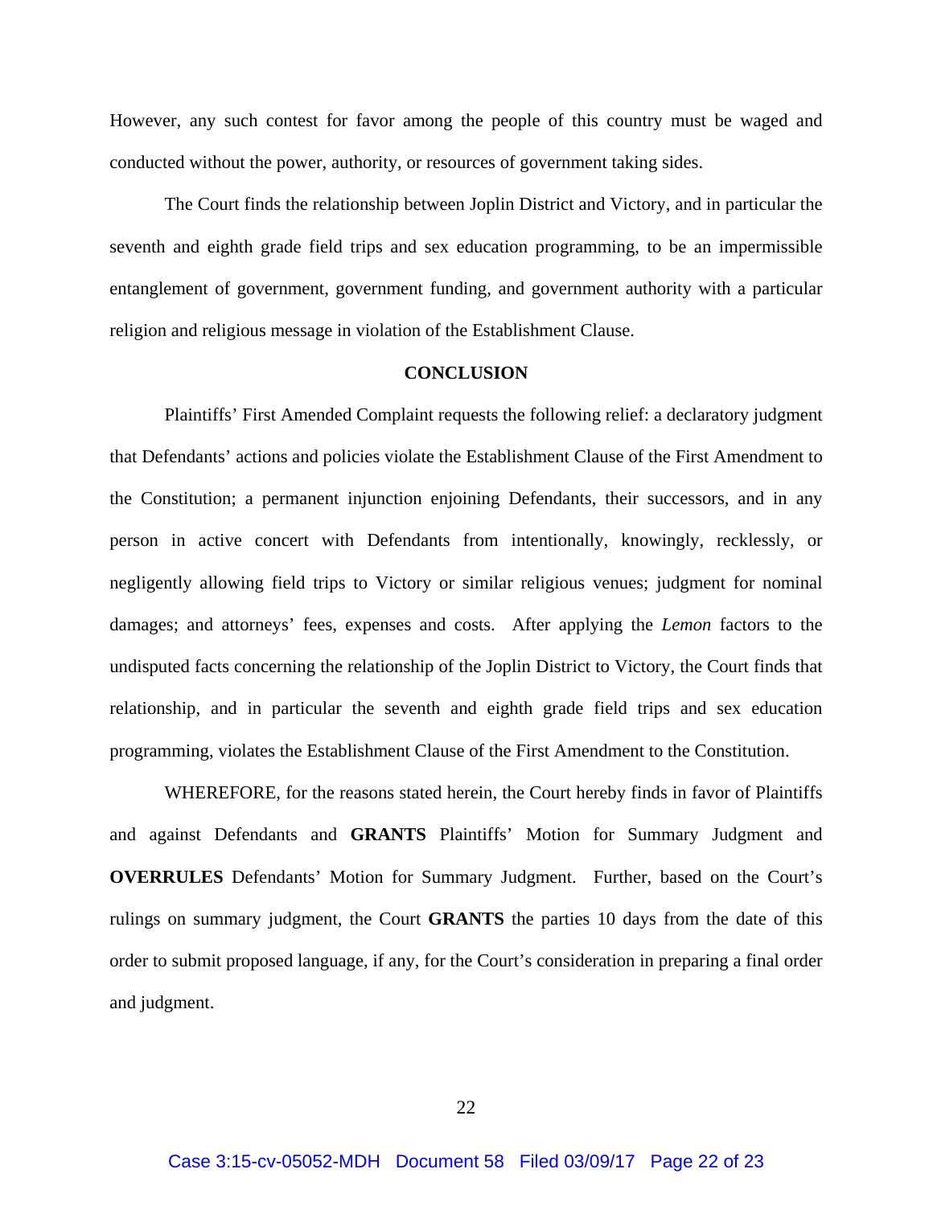However, any such contest for favor among the people of this country must be waged and conducted without the power, authority, or resources of government taking sides.

The Court finds the relationship between Joplin District and Victory, and in particular the seventh and eighth grade field trips and sex education programming, to be an impermissible entanglement of government, government funding, and government authority with a particular religion and religious message in violation of the Establishment Clause.

**CONCLUSION**

Plaintiffs' First Amended Complaint requests the following relief: a declaratory judgment that Defendants' actions and policies violate the Establishment Clause of the First Amendment to the Constitution; a permanent injunction enjoining Defendants, their successors, and in any person in active concert with Defendants from intentionally, knowingly, recklessly, or negligently allowing field trips to Victory or similar religious venues; judgment for nominal damages; and attorneys' fees, expenses and costs. After applying the *Lemon* factors to the undisputed facts concerning the relationship of the Joplin District to Victory, the Court finds that relationship, and in particular the seventh and eighth grade field trips and sex education programming, violates the Establishment Clause of the First Amendment to the Constitution.

WHEREFORE, for the reasons stated herein, the Court hereby finds in favor of Plaintiffs and against Defendants and **GRANTS** Plaintiffs' Motion for Summary Judgment and **OVERRULES** Defendants' Motion for Summary Judgment. Further, based on the Court's rulings on summary judgment, the Court **GRANTS** the parties 10 days from the date of this order to submit proposed language, if any, for the Court's consideration in preparing a final order and judgment.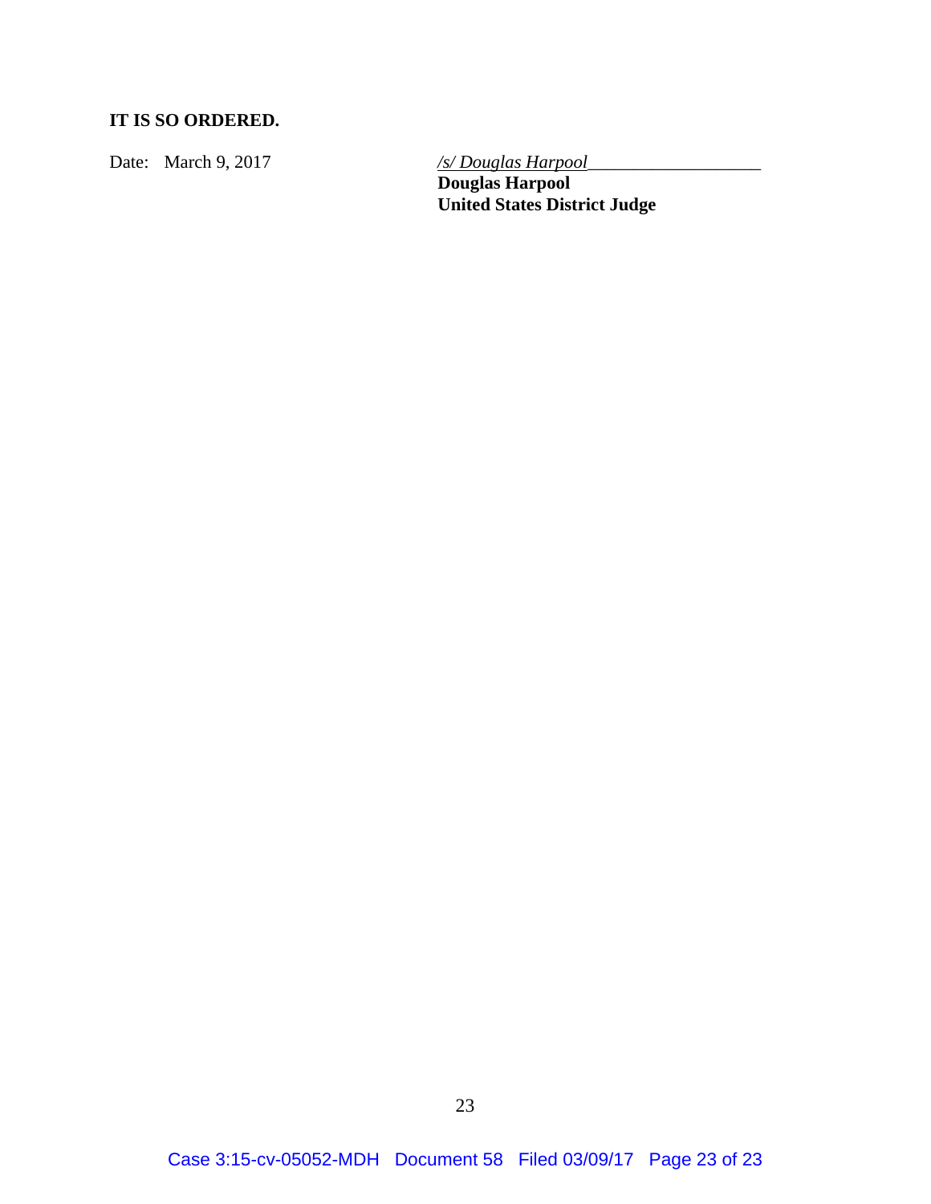**IT IS SO ORDERED.**

Date: March 9, 2017

*/s/ Douglas Harpool*

**Douglas Harpool**
**United States District Judge**